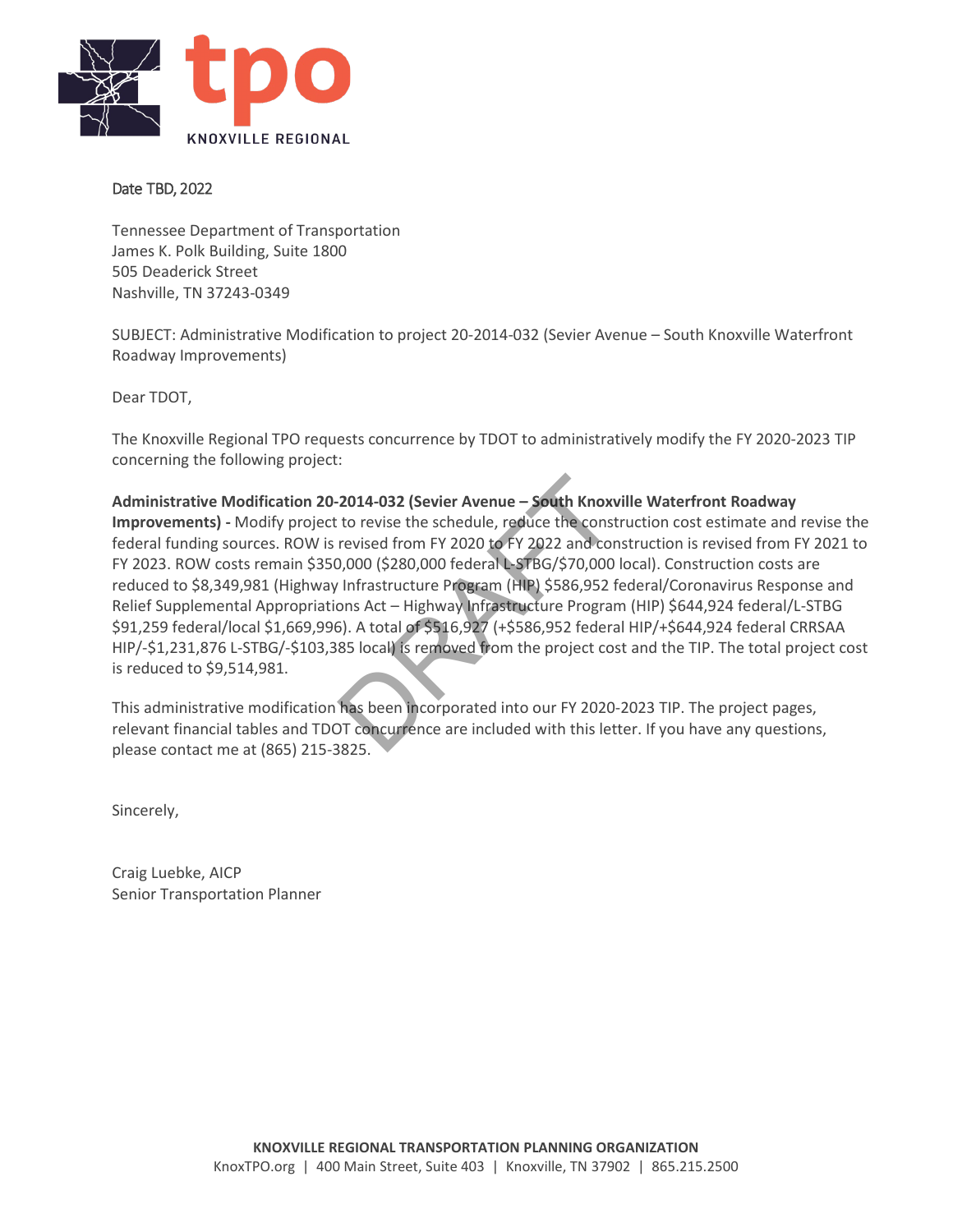tpo
KNOXVILLE REGIONAL

Date TBD, 2022

Tennessee Department of Transportation
James K. Polk Building, Suite 1800
505 Deaderick Street
Nashville, TN 37243-0349

SUBJECT: Administrative Modification to project 20-2014-032 (Sevier Avenue – South Knoxville Waterfront Roadway Improvements)

Dear TDOT,

The Knoxville Regional TPO requests concurrence by TDOT to administratively modify the FY 2020-2023 TIP concerning the following project:

**Administrative Modification 20-2014-032 (Sevier Avenue – South Knoxville Waterfront Roadway Improvements) -** Modify project to revise the schedule, reduce the construction cost estimate and revise the federal funding sources. ROW is revised from FY 2020 to FY 2022 and construction is revised from FY 2021 to FY 2023. ROW costs remain $350,000 ($280,000 federal L-STBG/$70,000 local). Construction costs are reduced to $8,349,981 (Highway Infrastructure Program (HIP) $586,952 federal/Coronavirus Response and Relief Supplemental Appropriations Act – Highway Infrastructure Program (HIP) $644,924 federal/L-STBG $91,259 federal/local $1,669,996). A total of $516,927 (+$586,952 federal HIP/+$644,924 federal CRRSAA HIP/-$1,231,876 L-STBG/-$103,385 local) is removed from the project cost and the TIP. The total project cost is reduced to $9,514,981.

This administrative modification has been incorporated into our FY 2020-2023 TIP. The project pages, relevant financial tables and TDOT concurrence are included with this letter. If you have any questions, please contact me at (865) 215-3825.

Sincerely,

Craig Luebke, AICP
Senior Transportation Planner

DRAFT

**KNOXVILLE REGIONAL TRANSPORTATION PLANNING ORGANIZATION**
KnoxTPO.org | 400 Main Street, Suite 403 | Knoxville, TN 37902 | 865.215.2500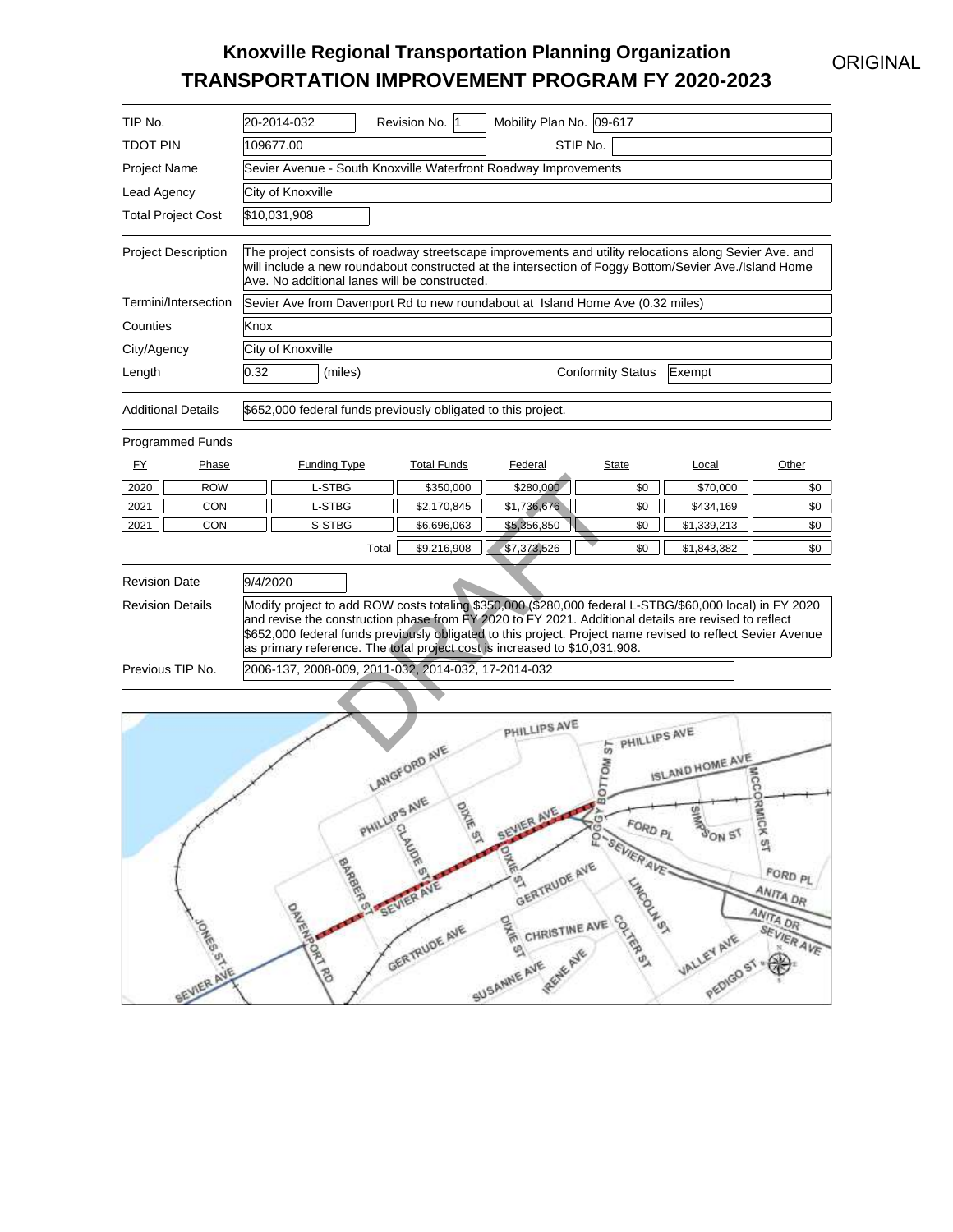# Knoxville Regional Transportation Planning Organization
## TRANSPORTATION IMPROVEMENT PROGRAM FY 2020-2023

ORIGINAL

| | | | |
|---|---|---|---|
| TIP No. | 20-2014-032 | Revision No. 1 | Mobility Plan No. 09-617 |
| TDOT PIN | 109677.00 | STIP No. | |
| Project Name | Sevier Avenue - South Knoxville Waterfront Roadway Improvements | | |
| Lead Agency | City of Knoxville | | |
| Total Project Cost | $10,031,908 | | |

| | |
|---|---|
| Project Description | The project consists of roadway streetscape improvements and utility relocations along Sevier Ave. and will include a new roundabout constructed at the intersection of Foggy Bottom/Sevier Ave./Island Home Ave. No additional lanes will be constructed. |
| Termini/Intersection | Sevier Ave from Davenport Rd to new roundabout at Island Home Ave (0.32 miles) |
| Counties | Knox |
| City/Agency | City of Knoxville |
| Length | 0.32 (miles) — Conformity Status: Exempt |
| Additional Details | $652,000 federal funds previously obligated to this project. |

Programmed Funds

| FY | Phase | Funding Type | Total Funds | Federal | State | Local | Other |
|---|---|---|---|---|---|---|---|
| 2020 | ROW | L-STBG | $350,000 | $280,000 | $0 | $70,000 | $0 |
| 2021 | CON | L-STBG | $2,170,845 | $1,736,676 | $0 | $434,169 | $0 |
| 2021 | CON | S-STBG | $6,696,063 | $5,356,850 | $0 | $1,339,213 | $0 |
| | | Total | $9,216,908 | $7,373,526 | $0 | $1,843,382 | $0 |

| | |
|---|---|
| Revision Date | 9/4/2020 |
| Revision Details | Modify project to add ROW costs totaling $350,000 ($280,000 federal L-STBG/$60,000 local) in FY 2020 and revise the construction phase from FY 2020 to FY 2021. Additional details are revised to reflect $652,000 federal funds previously obligated to this project. Project name revised to reflect Sevier Avenue as primary reference. The total project cost is increased to $10,031,908. |
| Previous TIP No. | 2006-137, 2008-009, 2011-032, 2014-032, 17-2014-032 |

DRAFT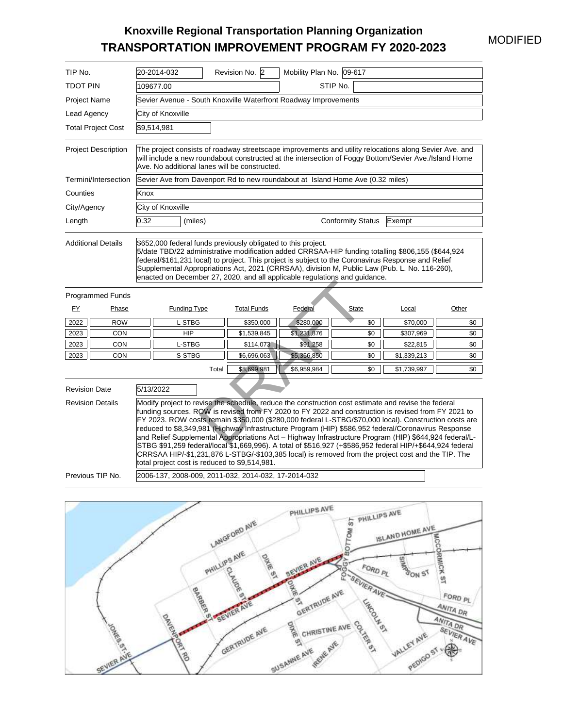# Knoxville Regional Transportation Planning Organization
# TRANSPORTATION IMPROVEMENT PROGRAM FY 2020-2023

MODIFIED

| | |
|---|---|
| TIP No. | 20-2014-032 — Revision No. 2 — Mobility Plan No. 09-617 |
| TDOT PIN | 109677.00 — STIP No. |
| Project Name | Sevier Avenue - South Knoxville Waterfront Roadway Improvements |
| Lead Agency | City of Knoxville |
| Total Project Cost | $9,514,981 |
| Project Description | The project consists of roadway streetscape improvements and utility relocations along Sevier Ave. and will include a new roundabout constructed at the intersection of Foggy Bottom/Sevier Ave./Island Home Ave. No additional lanes will be constructed. |
| Termini/Intersection | Sevier Ave from Davenport Rd to new roundabout at Island Home Ave (0.32 miles) |
| Counties | Knox |
| City/Agency | City of Knoxville |
| Length | 0.32 (miles) — Conformity Status: Exempt |
| Additional Details | $652,000 federal funds previously obligated to this project. 5/date TBD/22 administrative modification added CRRSAA-HIP funding totalling $806,155 ($644,924 federal/$161,231 local) to project. This project is subject to the Coronavirus Response and Relief Supplemental Appropriations Act, 2021 (CRRSAA), division M, Public Law (Pub. L. No. 116-260), enacted on December 27, 2020, and all applicable regulations and guidance. |

Programmed Funds

| FY | Phase | Funding Type | Total Funds | Federal | State | Local | Other |
|---|---|---|---|---|---|---|---|
| 2022 | ROW | L-STBG | $350,000 | $280,000 | $0 | $70,000 | $0 |
| 2023 | CON | HIP | $1,539,845 | $1,231,876 | $0 | $307,969 | $0 |
| 2023 | CON | L-STBG | $114,073 | $91,258 | $0 | $22,815 | $0 |
| 2023 | CON | S-STBG | $6,696,063 | $5,356,850 | $0 | $1,339,213 | $0 |
| | | Total | $8,699,981 | $6,959,984 | $0 | $1,739,997 | $0 |

| | |
|---|---|
| Revision Date | 5/13/2022 |
| Revision Details | Modify project to revise the schedule, reduce the construction cost estimate and revise the federal funding sources. ROW is revised from FY 2020 to FY 2022 and construction is revised from FY 2021 to FY 2023. ROW costs remain $350,000 ($280,000 federal L-STBG/$70,000 local). Construction costs are reduced to $8,349,981 (Highway Infrastructure Program (HIP) $586,952 federal/Coronavirus Response and Relief Supplemental Appropriations Act – Highway Infrastructure Program (HIP) $644,924 federal/L-STBG $91,259 federal/local $1,669,996). A total of $516,927 (+$586,952 federal HIP/+$644,924 federal CRRSAA HIP/-$1,231,876 L-STBG/-$103,385 local) is removed from the project cost and the TIP. The total project cost is reduced to $9,514,981. |
| Previous TIP No. | 2006-137, 2008-009, 2011-032, 2014-032, 17-2014-032 |

DRAFT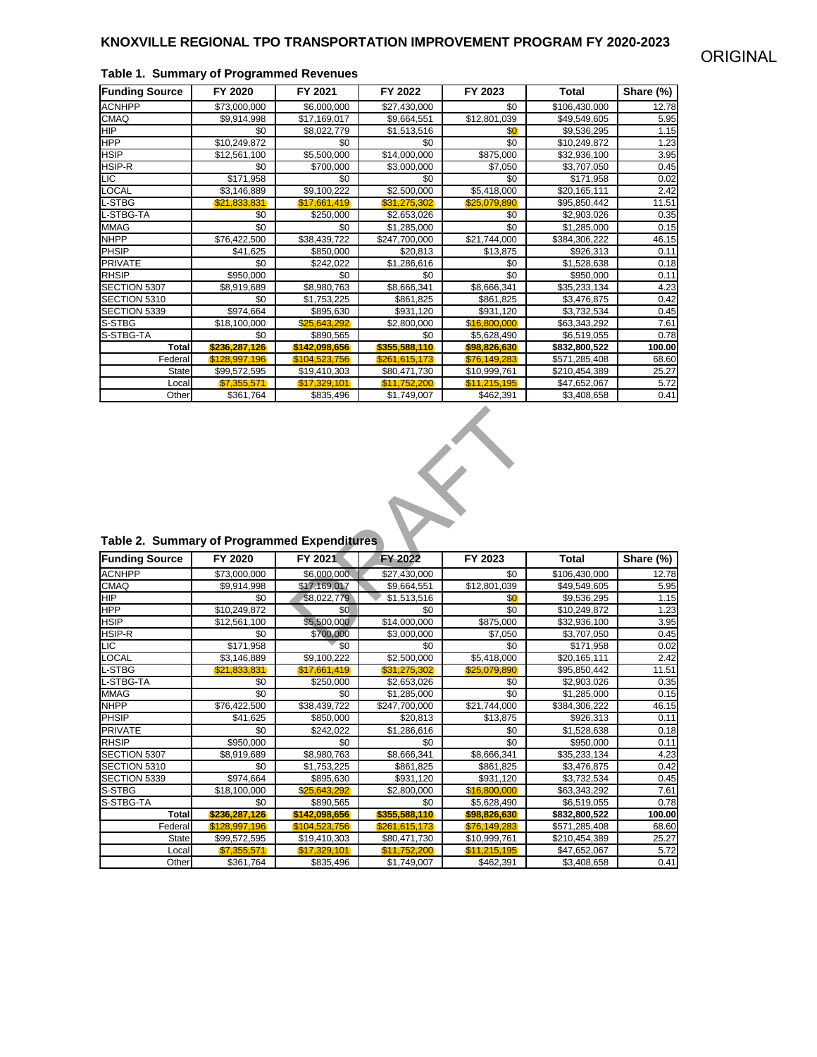# KNOXVILLE REGIONAL TPO TRANSPORTATION IMPROVEMENT PROGRAM FY 2020-2023

ORIGINAL

### Table 1. Summary of Programmed Revenues

| Funding Source | FY 2020 | FY 2021 | FY 2022 | FY 2023 | Total | Share (%) |
|---|---|---|---|---|---|---|
| ACNHPP | $73,000,000 | $6,000,000 | $27,430,000 | $0 | $106,430,000 | 12.78 |
| CMAQ | $9,914,998 | $17,169,017 | $9,664,551 | $12,801,039 | $49,549,605 | 5.95 |
| HIP | $0 | $8,022,779 | $1,513,516 | $0 | $9,536,295 | 1.15 |
| HPP | $10,249,872 | $0 | $0 | $0 | $10,249,872 | 1.23 |
| HSIP | $12,561,100 | $5,500,000 | $14,000,000 | $875,000 | $32,936,100 | 3.95 |
| HSIP-R | $0 | $700,000 | $3,000,000 | $7,050 | $3,707,050 | 0.45 |
| LIC | $171,958 | $0 | $0 | $0 | $171,958 | 0.02 |
| LOCAL | $3,146,889 | $9,100,222 | $2,500,000 | $5,418,000 | $20,165,111 | 2.42 |
| L-STBG | $21,833,831 | $17,661,419 | $31,275,302 | $25,079,890 | $95,850,442 | 11.51 |
| L-STBG-TA | $0 | $250,000 | $2,653,026 | $0 | $2,903,026 | 0.35 |
| MMAG | $0 | $0 | $1,285,000 | $0 | $1,285,000 | 0.15 |
| NHPP | $76,422,500 | $38,439,722 | $247,700,000 | $21,744,000 | $384,306,222 | 46.15 |
| PHSIP | $41,625 | $850,000 | $20,813 | $13,875 | $926,313 | 0.11 |
| PRIVATE | $0 | $242,022 | $1,286,616 | $0 | $1,528,638 | 0.18 |
| RHSIP | $950,000 | $0 | $0 | $0 | $950,000 | 0.11 |
| SECTION 5307 | $8,919,689 | $8,980,763 | $8,666,341 | $8,666,341 | $35,233,134 | 4.23 |
| SECTION 5310 | $0 | $1,753,225 | $861,825 | $861,825 | $3,476,875 | 0.42 |
| SECTION 5339 | $974,664 | $895,630 | $931,120 | $931,120 | $3,732,534 | 0.45 |
| S-STBG | $18,100,000 | $25,643,292 | $2,800,000 | $16,800,000 | $63,343,292 | 7.61 |
| S-STBG-TA | $0 | $890,565 | $0 | $5,628,490 | $6,519,055 | 0.78 |
| **Total** | **$236,287,126** | **$142,098,656** | **$355,588,110** | **$98,826,630** | **$832,800,522** | **100.00** |
| Federal | $128,997,196 | $104,523,756 | $261,615,173 | $76,149,283 | $571,285,408 | 68.60 |
| State | $99,572,595 | $19,410,303 | $80,471,730 | $10,999,761 | $210,454,389 | 25.27 |
| Local | $7,355,571 | $17,329,101 | $11,752,200 | $11,215,195 | $47,652,067 | 5.72 |
| Other | $361,764 | $835,496 | $1,749,007 | $462,391 | $3,408,658 | 0.41 |

DRAFT

### Table 2. Summary of Programmed Expenditures

| Funding Source | FY 2020 | FY 2021 | FY 2022 | FY 2023 | Total | Share (%) |
|---|---|---|---|---|---|---|
| ACNHPP | $73,000,000 | $6,000,000 | $27,430,000 | $0 | $106,430,000 | 12.78 |
| CMAQ | $9,914,998 | $17,169,017 | $9,664,551 | $12,801,039 | $49,549,605 | 5.95 |
| HIP | $0 | $8,022,779 | $1,513,516 | $0 | $9,536,295 | 1.15 |
| HPP | $10,249,872 | $0 | $0 | $0 | $10,249,872 | 1.23 |
| HSIP | $12,561,100 | $5,500,000 | $14,000,000 | $875,000 | $32,936,100 | 3.95 |
| HSIP-R | $0 | $700,000 | $3,000,000 | $7,050 | $3,707,050 | 0.45 |
| LIC | $171,958 | $0 | $0 | $0 | $171,958 | 0.02 |
| LOCAL | $3,146,889 | $9,100,222 | $2,500,000 | $5,418,000 | $20,165,111 | 2.42 |
| L-STBG | $21,833,831 | $17,661,419 | $31,275,302 | $25,079,890 | $95,850,442 | 11.51 |
| L-STBG-TA | $0 | $250,000 | $2,653,026 | $0 | $2,903,026 | 0.35 |
| MMAG | $0 | $0 | $1,285,000 | $0 | $1,285,000 | 0.15 |
| NHPP | $76,422,500 | $38,439,722 | $247,700,000 | $21,744,000 | $384,306,222 | 46.15 |
| PHSIP | $41,625 | $850,000 | $20,813 | $13,875 | $926,313 | 0.11 |
| PRIVATE | $0 | $242,022 | $1,286,616 | $0 | $1,528,638 | 0.18 |
| RHSIP | $950,000 | $0 | $0 | $0 | $950,000 | 0.11 |
| SECTION 5307 | $8,919,689 | $8,980,763 | $8,666,341 | $8,666,341 | $35,233,134 | 4.23 |
| SECTION 5310 | $0 | $1,753,225 | $861,825 | $861,825 | $3,476,875 | 0.42 |
| SECTION 5339 | $974,664 | $895,630 | $931,120 | $931,120 | $3,732,534 | 0.45 |
| S-STBG | $18,100,000 | $25,643,292 | $2,800,000 | $16,800,000 | $63,343,292 | 7.61 |
| S-STBG-TA | $0 | $890,565 | $0 | $5,628,490 | $6,519,055 | 0.78 |
| **Total** | **$236,287,126** | **$142,098,656** | **$355,588,110** | **$98,826,630** | **$832,800,522** | **100.00** |
| Federal | $128,997,196 | $104,523,756 | $261,615,173 | $76,149,283 | $571,285,408 | 68.60 |
| State | $99,572,595 | $19,410,303 | $80,471,730 | $10,999,761 | $210,454,389 | 25.27 |
| Local | $7,355,571 | $17,329,101 | $11,752,200 | $11,215,195 | $47,652,067 | 5.72 |
| Other | $361,764 | $835,496 | $1,749,007 | $462,391 | $3,408,658 | 0.41 |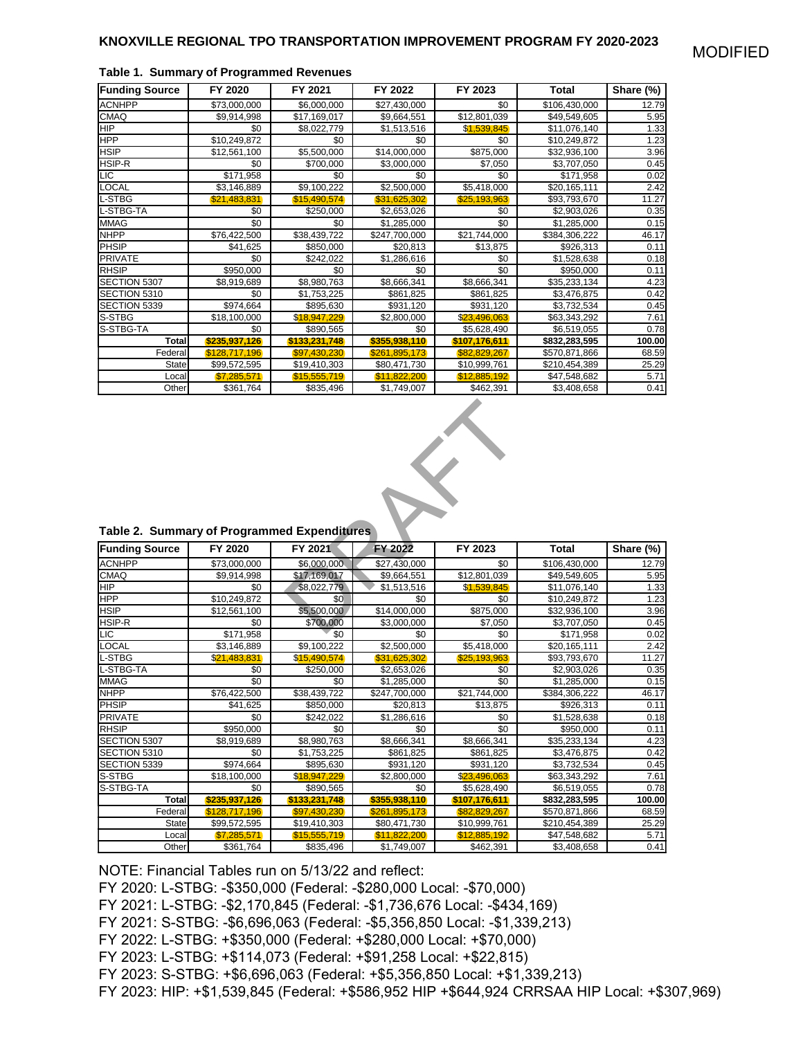# KNOXVILLE REGIONAL TPO TRANSPORTATION IMPROVEMENT PROGRAM FY 2020-2023

MODIFIED

### Table 1. Summary of Programmed Revenues

| Funding Source | FY 2020 | FY 2021 | FY 2022 | FY 2023 | Total | Share (%) |
|---|---|---|---|---|---|---|
| ACNHPP | $73,000,000 | $6,000,000 | $27,430,000 | $0 | $106,430,000 | 12.79 |
| CMAQ | $9,914,998 | $17,169,017 | $9,664,551 | $12,801,039 | $49,549,605 | 5.95 |
| HIP | $0 | $8,022,779 | $1,513,516 | $1,539,845 | $11,076,140 | 1.33 |
| HPP | $10,249,872 | $0 | $0 | $0 | $10,249,872 | 1.23 |
| HSIP | $12,561,100 | $5,500,000 | $14,000,000 | $875,000 | $32,936,100 | 3.96 |
| HSIP-R | $0 | $700,000 | $3,000,000 | $7,050 | $3,707,050 | 0.45 |
| LIC | $171,958 | $0 | $0 | $0 | $171,958 | 0.02 |
| LOCAL | $3,146,889 | $9,100,222 | $2,500,000 | $5,418,000 | $20,165,111 | 2.42 |
| L-STBG | $21,483,831 | $15,490,574 | $31,625,302 | $25,193,963 | $93,793,670 | 11.27 |
| L-STBG-TA | $0 | $250,000 | $2,653,026 | $0 | $2,903,026 | 0.35 |
| MMAG | $0 | $0 | $1,285,000 | $0 | $1,285,000 | 0.15 |
| NHPP | $76,422,500 | $38,439,722 | $247,700,000 | $21,744,000 | $384,306,222 | 46.17 |
| PHSIP | $41,625 | $850,000 | $20,813 | $13,875 | $926,313 | 0.11 |
| PRIVATE | $0 | $242,022 | $1,286,616 | $0 | $1,528,638 | 0.18 |
| RHSIP | $950,000 | $0 | $0 | $0 | $950,000 | 0.11 |
| SECTION 5307 | $8,919,689 | $8,980,763 | $8,666,341 | $8,666,341 | $35,233,134 | 4.23 |
| SECTION 5310 | $0 | $1,753,225 | $861,825 | $861,825 | $3,476,875 | 0.42 |
| SECTION 5339 | $974,664 | $895,630 | $931,120 | $931,120 | $3,732,534 | 0.45 |
| S-STBG | $18,100,000 | $18,947,229 | $2,800,000 | $23,496,063 | $63,343,292 | 7.61 |
| S-STBG-TA | $0 | $890,565 | $0 | $5,628,490 | $6,519,055 | 0.78 |
| **Total** | **$235,937,126** | **$133,231,748** | **$355,938,110** | **$107,176,611** | **$832,283,595** | **100.00** |
| Federal | $128,717,196 | $97,430,230 | $261,895,173 | $82,829,267 | $570,871,866 | 68.59 |
| State | $99,572,595 | $19,410,303 | $80,471,730 | $10,999,761 | $210,454,389 | 25.29 |
| Local | $7,285,571 | $15,555,719 | $11,822,200 | $12,885,192 | $47,548,682 | 5.71 |
| Other | $361,764 | $835,496 | $1,749,007 | $462,391 | $3,408,658 | 0.41 |

DRAFT

### Table 2. Summary of Programmed Expenditures

| Funding Source | FY 2020 | FY 2021 | FY 2022 | FY 2023 | Total | Share (%) |
|---|---|---|---|---|---|---|
| ACNHPP | $73,000,000 | $6,000,000 | $27,430,000 | $0 | $106,430,000 | 12.79 |
| CMAQ | $9,914,998 | $17,169,017 | $9,664,551 | $12,801,039 | $49,549,605 | 5.95 |
| HIP | $0 | $8,022,779 | $1,513,516 | $1,539,845 | $11,076,140 | 1.33 |
| HPP | $10,249,872 | $0 | $0 | $0 | $10,249,872 | 1.23 |
| HSIP | $12,561,100 | $5,500,000 | $14,000,000 | $875,000 | $32,936,100 | 3.96 |
| HSIP-R | $0 | $700,000 | $3,000,000 | $7,050 | $3,707,050 | 0.45 |
| LIC | $171,958 | $0 | $0 | $0 | $171,958 | 0.02 |
| LOCAL | $3,146,889 | $9,100,222 | $2,500,000 | $5,418,000 | $20,165,111 | 2.42 |
| L-STBG | $21,483,831 | $15,490,574 | $31,625,302 | $25,193,963 | $93,793,670 | 11.27 |
| L-STBG-TA | $0 | $250,000 | $2,653,026 | $0 | $2,903,026 | 0.35 |
| MMAG | $0 | $0 | $1,285,000 | $0 | $1,285,000 | 0.15 |
| NHPP | $76,422,500 | $38,439,722 | $247,700,000 | $21,744,000 | $384,306,222 | 46.17 |
| PHSIP | $41,625 | $850,000 | $20,813 | $13,875 | $926,313 | 0.11 |
| PRIVATE | $0 | $242,022 | $1,286,616 | $0 | $1,528,638 | 0.18 |
| RHSIP | $950,000 | $0 | $0 | $0 | $950,000 | 0.11 |
| SECTION 5307 | $8,919,689 | $8,980,763 | $8,666,341 | $8,666,341 | $35,233,134 | 4.23 |
| SECTION 5310 | $0 | $1,753,225 | $861,825 | $861,825 | $3,476,875 | 0.42 |
| SECTION 5339 | $974,664 | $895,630 | $931,120 | $931,120 | $3,732,534 | 0.45 |
| S-STBG | $18,100,000 | $18,947,229 | $2,800,000 | $23,496,063 | $63,343,292 | 7.61 |
| S-STBG-TA | $0 | $890,565 | $0 | $5,628,490 | $6,519,055 | 0.78 |
| **Total** | **$235,937,126** | **$133,231,748** | **$355,938,110** | **$107,176,611** | **$832,283,595** | **100.00** |
| Federal | $128,717,196 | $97,430,230 | $261,895,173 | $82,829,267 | $570,871,866 | 68.59 |
| State | $99,572,595 | $19,410,303 | $80,471,730 | $10,999,761 | $210,454,389 | 25.29 |
| Local | $7,285,571 | $15,555,719 | $11,822,200 | $12,885,192 | $47,548,682 | 5.71 |
| Other | $361,764 | $835,496 | $1,749,007 | $462,391 | $3,408,658 | 0.41 |

NOTE: Financial Tables run on 5/13/22 and reflect:

FY 2020: L-STBG: -$350,000 (Federal: -$280,000 Local: -$70,000)

FY 2021: L-STBG: -$2,170,845 (Federal: -$1,736,676 Local: -$434,169)

FY 2021: S-STBG: -$6,696,063 (Federal: -$5,356,850 Local: -$1,339,213)

FY 2022: L-STBG: +$350,000 (Federal: +$280,000 Local: +$70,000)

FY 2023: L-STBG: +$114,073 (Federal: +$91,258 Local: +$22,815)

FY 2023: S-STBG: +$6,696,063 (Federal: +$5,356,850 Local: +$1,339,213)

FY 2023: HIP: +$1,539,845 (Federal: +$586,952 HIP +$644,924 CRRSAA HIP Local: +$307,969)